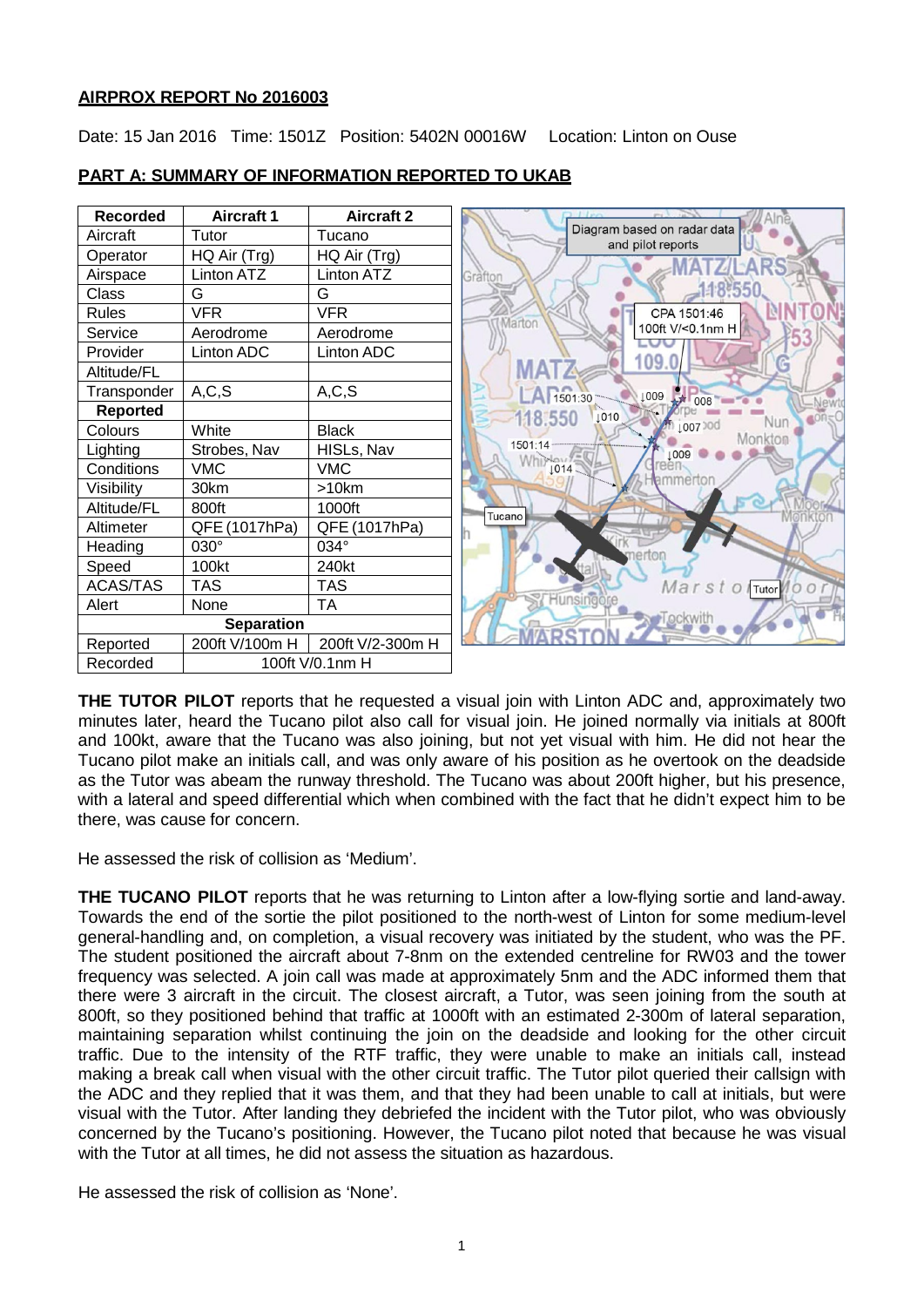**AIRPROX REPORT No 2016003**

Date: 15 Jan 2016 Time: 1501Z Position: 5402N 00016W Location: Linton on Ouse

**PART A: SUMMARY OF INFORMATION REPORTED TO UKAB**

| Recorded | Aircraft 1 | Aircraft 2 |
|---|---|---|
| Aircraft | Tutor | Tucano |
| Operator | HQ Air (Trg) | HQ Air (Trg) |
| Airspace | Linton ATZ | Linton ATZ |
| Class | G | G |
| Rules | VFR | VFR |
| Service | Aerodrome | Aerodrome |
| Provider | Linton ADC | Linton ADC |
| Altitude/FL | | |
| Transponder | A,C,S | A,C,S |
| **Reported** | | |
| Colours | White | Black |
| Lighting | Strobes, Nav | HISLs, Nav |
| Conditions | VMC | VMC |
| Visibility | 30km | >10km |
| Altitude/FL | 800ft | 1000ft |
| Altimeter | QFE (1017hPa) | QFE (1017hPa) |
| Heading | 030° | 034° |
| Speed | 100kt | 240kt |
| ACAS/TAS | TAS | TAS |
| Alert | None | TA |
| **Separation** | | |
| Reported | 200ft V/100m H | 200ft V/2-300m H |
| Recorded | 100ft V/0.1nm H | |

Diagram based on radar data and pilot reports

**THE TUTOR PILOT** reports that he requested a visual join with Linton ADC and, approximately two minutes later, heard the Tucano pilot also call for visual join. He joined normally via initials at 800ft and 100kt, aware that the Tucano was also joining, but not yet visual with him. He did not hear the Tucano pilot make an initials call, and was only aware of his position as he overtook on the deadside as the Tutor was abeam the runway threshold. The Tucano was about 200ft higher, but his presence, with a lateral and speed differential which when combined with the fact that he didn't expect him to be there, was cause for concern.

He assessed the risk of collision as 'Medium'.

**THE TUCANO PILOT** reports that he was returning to Linton after a low-flying sortie and land-away. Towards the end of the sortie the pilot positioned to the north-west of Linton for some medium-level general-handling and, on completion, a visual recovery was initiated by the student, who was the PF. The student positioned the aircraft about 7-8nm on the extended centreline for RW03 and the tower frequency was selected. A join call was made at approximately 5nm and the ADC informed them that there were 3 aircraft in the circuit. The closest aircraft, a Tutor, was seen joining from the south at 800ft, so they positioned behind that traffic at 1000ft with an estimated 2-300m of lateral separation, maintaining separation whilst continuing the join on the deadside and looking for the other circuit traffic. Due to the intensity of the RTF traffic, they were unable to make an initials call, instead making a break call when visual with the other circuit traffic. The Tutor pilot queried their callsign with the ADC and they replied that it was them, and that they had been unable to call at initials, but were visual with the Tutor. After landing they debriefed the incident with the Tutor pilot, who was obviously concerned by the Tucano's positioning. However, the Tucano pilot noted that because he was visual with the Tutor at all times, he did not assess the situation as hazardous.

He assessed the risk of collision as 'None'.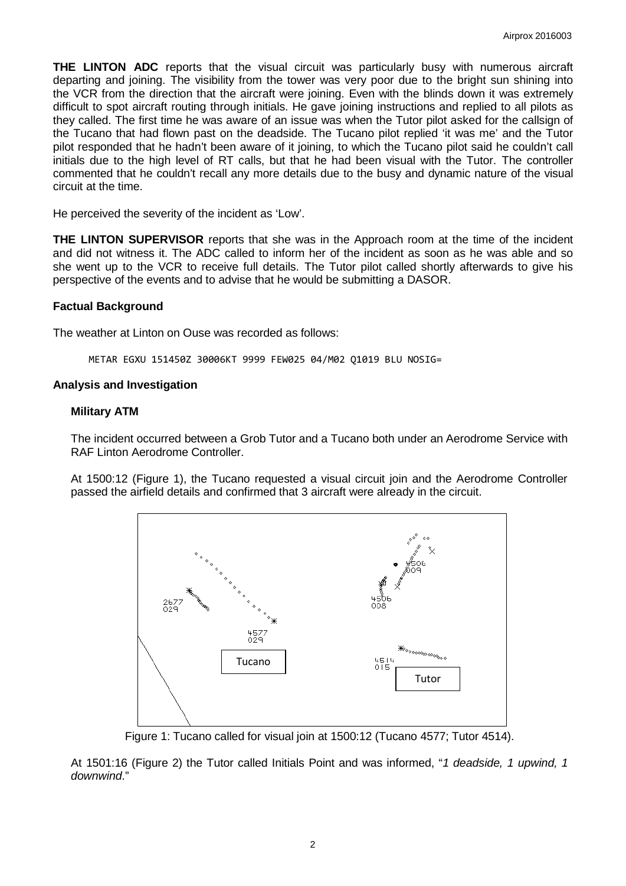**THE LINTON ADC** reports that the visual circuit was particularly busy with numerous aircraft departing and joining. The visibility from the tower was very poor due to the bright sun shining into the VCR from the direction that the aircraft were joining. Even with the blinds down it was extremely difficult to spot aircraft routing through initials. He gave joining instructions and replied to all pilots as they called. The first time he was aware of an issue was when the Tutor pilot asked for the callsign of the Tucano that had flown past on the deadside. The Tucano pilot replied 'it was me' and the Tutor pilot responded that he hadn't been aware of it joining, to which the Tucano pilot said he couldn't call initials due to the high level of RT calls, but that he had been visual with the Tutor. The controller commented that he couldn't recall any more details due to the busy and dynamic nature of the visual circuit at the time.

He perceived the severity of the incident as 'Low'.

**THE LINTON SUPERVISOR** reports that she was in the Approach room at the time of the incident and did not witness it. The ADC called to inform her of the incident as soon as he was able and so she went up to the VCR to receive full details. The Tutor pilot called shortly afterwards to give his perspective of the events and to advise that he would be submitting a DASOR.

## Factual Background

The weather at Linton on Ouse was recorded as follows:

```
METAR EGXU 151450Z 30006KT 9999 FEW025 04/M02 Q1019 BLU NOSIG=
```

## Analysis and Investigation

### Military ATM

The incident occurred between a Grob Tutor and a Tucano both under an Aerodrome Service with RAF Linton Aerodrome Controller.

At 1500:12 (Figure 1), the Tucano requested a visual circuit join and the Aerodrome Controller passed the airfield details and confirmed that 3 aircraft were already in the circuit.

Figure 1: Tucano called for visual join at 1500:12 (Tucano 4577; Tutor 4514).

At 1501:16 (Figure 2) the Tutor called Initials Point and was informed, "*1 deadside, 1 upwind, 1 downwind*."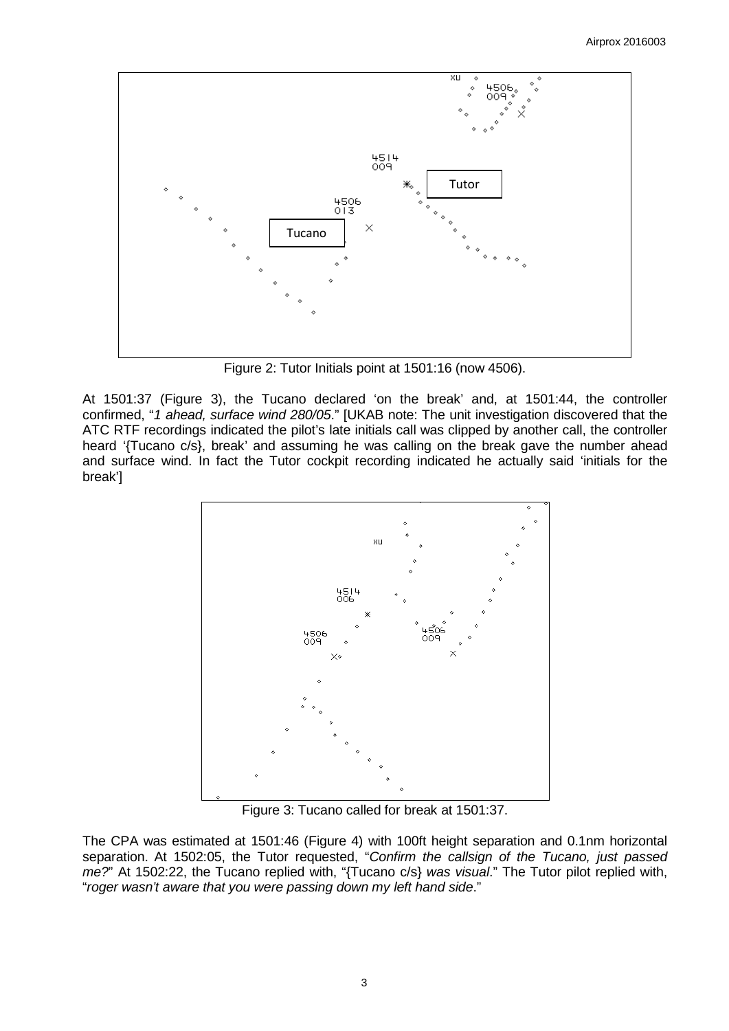Figure 2: Tutor Initials point at 1501:16 (now 4506).

At 1501:37 (Figure 3), the Tucano declared 'on the break' and, at 1501:44, the controller confirmed, "*1 ahead, surface wind 280/05*." [UKAB note: The unit investigation discovered that the ATC RTF recordings indicated the pilot's late initials call was clipped by another call, the controller heard '{Tucano c/s}, break' and assuming he was calling on the break gave the number ahead and surface wind. In fact the Tutor cockpit recording indicated he actually said 'initials for the break']

Figure 3: Tucano called for break at 1501:37.

The CPA was estimated at 1501:46 (Figure 4) with 100ft height separation and 0.1nm horizontal separation. At 1502:05, the Tutor requested, "*Confirm the callsign of the Tucano, just passed me?*" At 1502:22, the Tucano replied with, "{Tucano c/s} *was visual*." The Tutor pilot replied with, "*roger wasn't aware that you were passing down my left hand side*."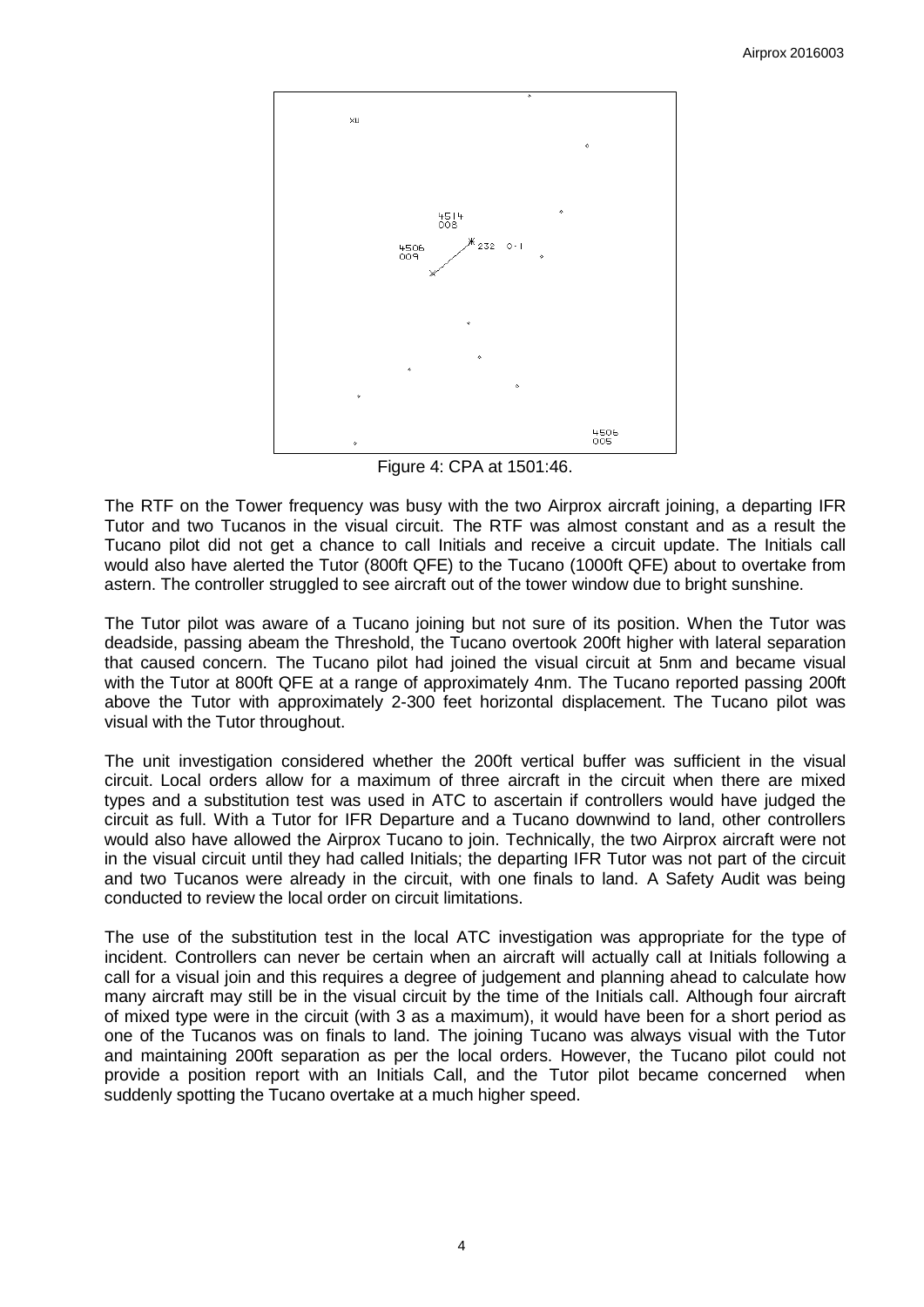Figure 4: CPA at 1501:46.

The RTF on the Tower frequency was busy with the two Airprox aircraft joining, a departing IFR Tutor and two Tucanos in the visual circuit. The RTF was almost constant and as a result the Tucano pilot did not get a chance to call Initials and receive a circuit update. The Initials call would also have alerted the Tutor (800ft QFE) to the Tucano (1000ft QFE) about to overtake from astern. The controller struggled to see aircraft out of the tower window due to bright sunshine.

The Tutor pilot was aware of a Tucano joining but not sure of its position. When the Tutor was deadside, passing abeam the Threshold, the Tucano overtook 200ft higher with lateral separation that caused concern. The Tucano pilot had joined the visual circuit at 5nm and became visual with the Tutor at 800ft QFE at a range of approximately 4nm. The Tucano reported passing 200ft above the Tutor with approximately 2-300 feet horizontal displacement. The Tucano pilot was visual with the Tutor throughout.

The unit investigation considered whether the 200ft vertical buffer was sufficient in the visual circuit. Local orders allow for a maximum of three aircraft in the circuit when there are mixed types and a substitution test was used in ATC to ascertain if controllers would have judged the circuit as full. With a Tutor for IFR Departure and a Tucano downwind to land, other controllers would also have allowed the Airprox Tucano to join. Technically, the two Airprox aircraft were not in the visual circuit until they had called Initials; the departing IFR Tutor was not part of the circuit and two Tucanos were already in the circuit, with one finals to land. A Safety Audit was being conducted to review the local order on circuit limitations.

The use of the substitution test in the local ATC investigation was appropriate for the type of incident. Controllers can never be certain when an aircraft will actually call at Initials following a call for a visual join and this requires a degree of judgement and planning ahead to calculate how many aircraft may still be in the visual circuit by the time of the Initials call. Although four aircraft of mixed type were in the circuit (with 3 as a maximum), it would have been for a short period as one of the Tucanos was on finals to land. The joining Tucano was always visual with the Tutor and maintaining 200ft separation as per the local orders. However, the Tucano pilot could not provide a position report with an Initials Call, and the Tutor pilot became concerned when suddenly spotting the Tucano overtake at a much higher speed.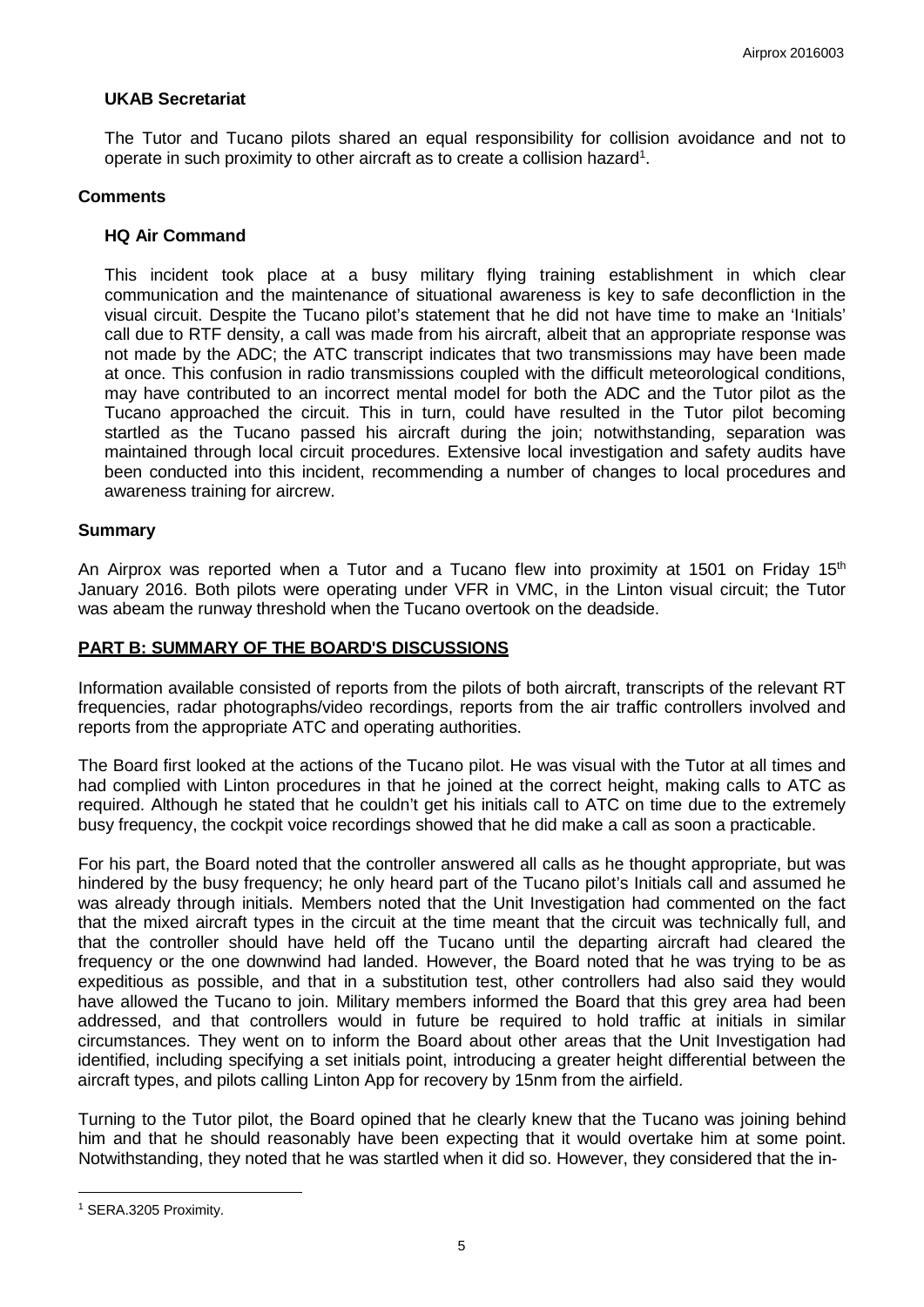**UKAB Secretariat**

The Tutor and Tucano pilots shared an equal responsibility for collision avoidance and not to operate in such proximity to other aircraft as to create a collision hazard[1].

## Comments

**HQ Air Command**

This incident took place at a busy military flying training establishment in which clear communication and the maintenance of situational awareness is key to safe deconfliction in the visual circuit. Despite the Tucano pilot's statement that he did not have time to make an 'Initials' call due to RTF density, a call was made from his aircraft, albeit that an appropriate response was not made by the ADC; the ATC transcript indicates that two transmissions may have been made at once. This confusion in radio transmissions coupled with the difficult meteorological conditions, may have contributed to an incorrect mental model for both the ADC and the Tutor pilot as the Tucano approached the circuit. This in turn, could have resulted in the Tutor pilot becoming startled as the Tucano passed his aircraft during the join; notwithstanding, separation was maintained through local circuit procedures. Extensive local investigation and safety audits have been conducted into this incident, recommending a number of changes to local procedures and awareness training for aircrew.

## Summary

An Airprox was reported when a Tutor and a Tucano flew into proximity at 1501 on Friday 15th January 2016. Both pilots were operating under VFR in VMC, in the Linton visual circuit; the Tutor was abeam the runway threshold when the Tucano overtook on the deadside.

## PART B: SUMMARY OF THE BOARD'S DISCUSSIONS

Information available consisted of reports from the pilots of both aircraft, transcripts of the relevant RT frequencies, radar photographs/video recordings, reports from the air traffic controllers involved and reports from the appropriate ATC and operating authorities.

The Board first looked at the actions of the Tucano pilot. He was visual with the Tutor at all times and had complied with Linton procedures in that he joined at the correct height, making calls to ATC as required. Although he stated that he couldn't get his initials call to ATC on time due to the extremely busy frequency, the cockpit voice recordings showed that he did make a call as soon a practicable.

For his part, the Board noted that the controller answered all calls as he thought appropriate, but was hindered by the busy frequency; he only heard part of the Tucano pilot's Initials call and assumed he was already through initials. Members noted that the Unit Investigation had commented on the fact that the mixed aircraft types in the circuit at the time meant that the circuit was technically full, and that the controller should have held off the Tucano until the departing aircraft had cleared the frequency or the one downwind had landed. However, the Board noted that he was trying to be as expeditious as possible, and that in a substitution test, other controllers had also said they would have allowed the Tucano to join. Military members informed the Board that this grey area had been addressed, and that controllers would in future be required to hold traffic at initials in similar circumstances. They went on to inform the Board about other areas that the Unit Investigation had identified, including specifying a set initials point, introducing a greater height differential between the aircraft types, and pilots calling Linton App for recovery by 15nm from the airfield.

Turning to the Tutor pilot, the Board opined that he clearly knew that the Tucano was joining behind him and that he should reasonably have been expecting that it would overtake him at some point. Notwithstanding, they noted that he was startled when it did so. However, they considered that the in-

[1] SERA.3205 Proximity.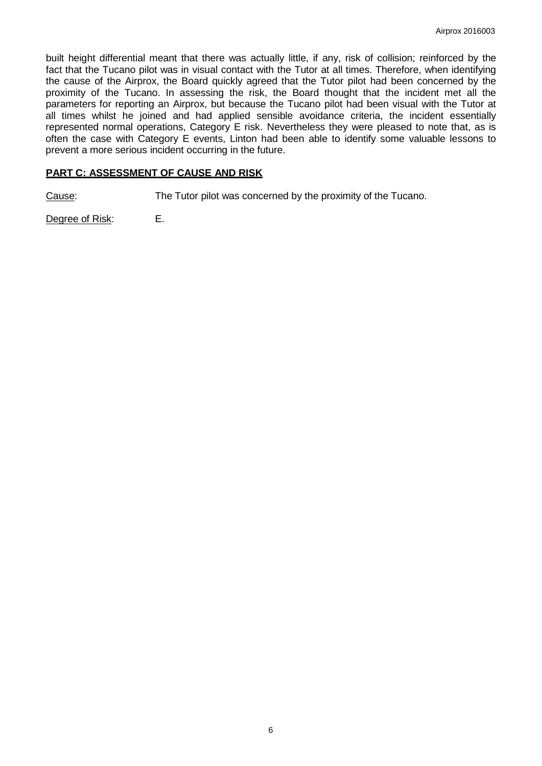built height differential meant that there was actually little, if any, risk of collision; reinforced by the fact that the Tucano pilot was in visual contact with the Tutor at all times. Therefore, when identifying the cause of the Airprox, the Board quickly agreed that the Tutor pilot had been concerned by the proximity of the Tucano. In assessing the risk, the Board thought that the incident met all the parameters for reporting an Airprox, but because the Tucano pilot had been visual with the Tutor at all times whilst he joined and had applied sensible avoidance criteria, the incident essentially represented normal operations, Category E risk. Nevertheless they were pleased to note that, as is often the case with Category E events, Linton had been able to identify some valuable lessons to prevent a more serious incident occurring in the future.

## PART C: ASSESSMENT OF CAUSE AND RISK

Cause: The Tutor pilot was concerned by the proximity of the Tucano.

Degree of Risk: E.